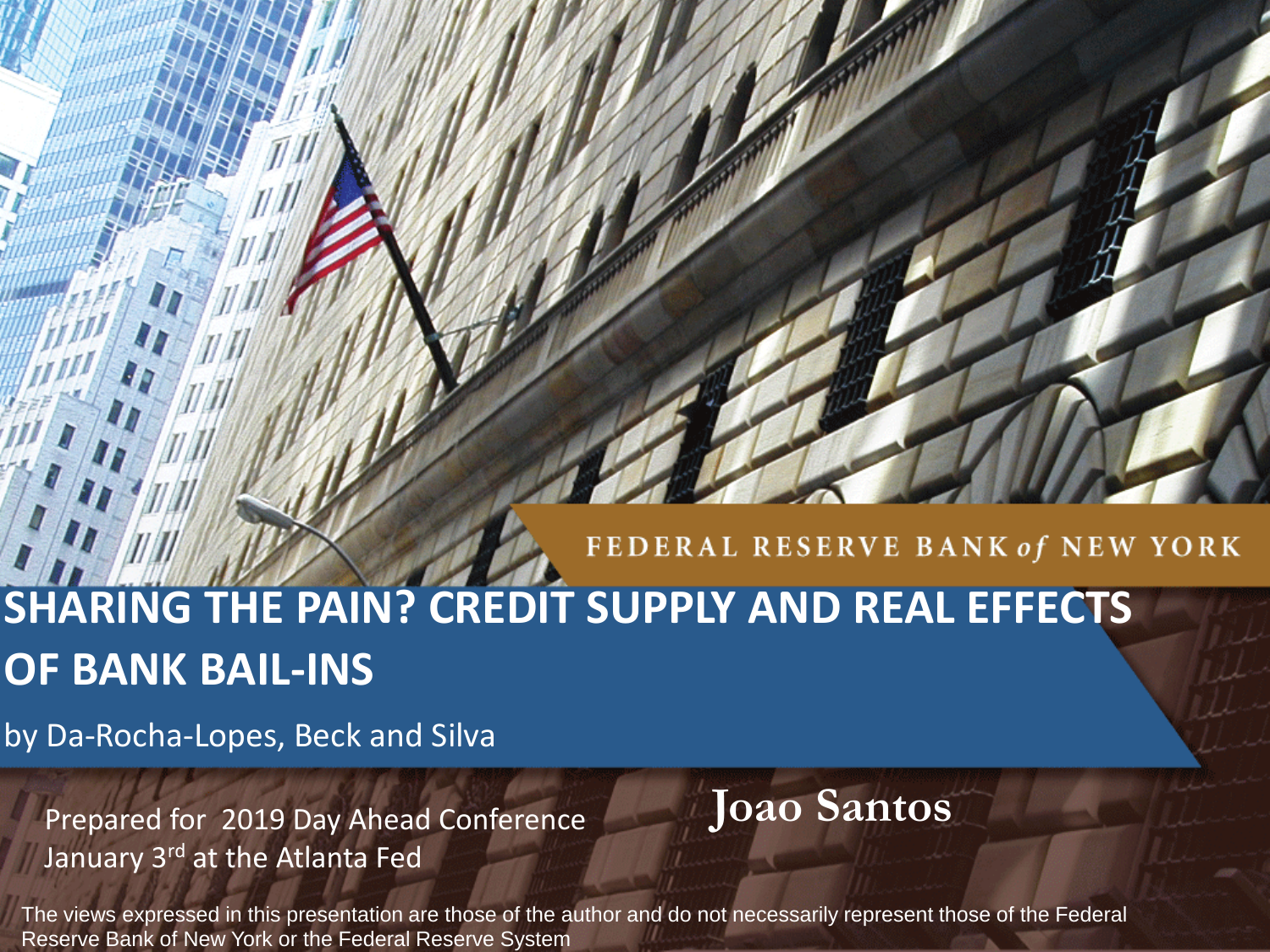FEDERAL RESERVE BANK *of* NEW YORK

# SHARING THE PAIN? CREDIT SUPPLY AND REAL EFFECTS OF BANK BAIL-INS

by Da-Rocha-Lopes, Beck and Silva

Prepared for 2019 Day Ahead Conference
January 3rd at the Atlanta Fed

**Joao Santos**

The views expressed in this presentation are those of the author and do not necessarily represent those of the Federal Reserve Bank of New York or the Federal Reserve System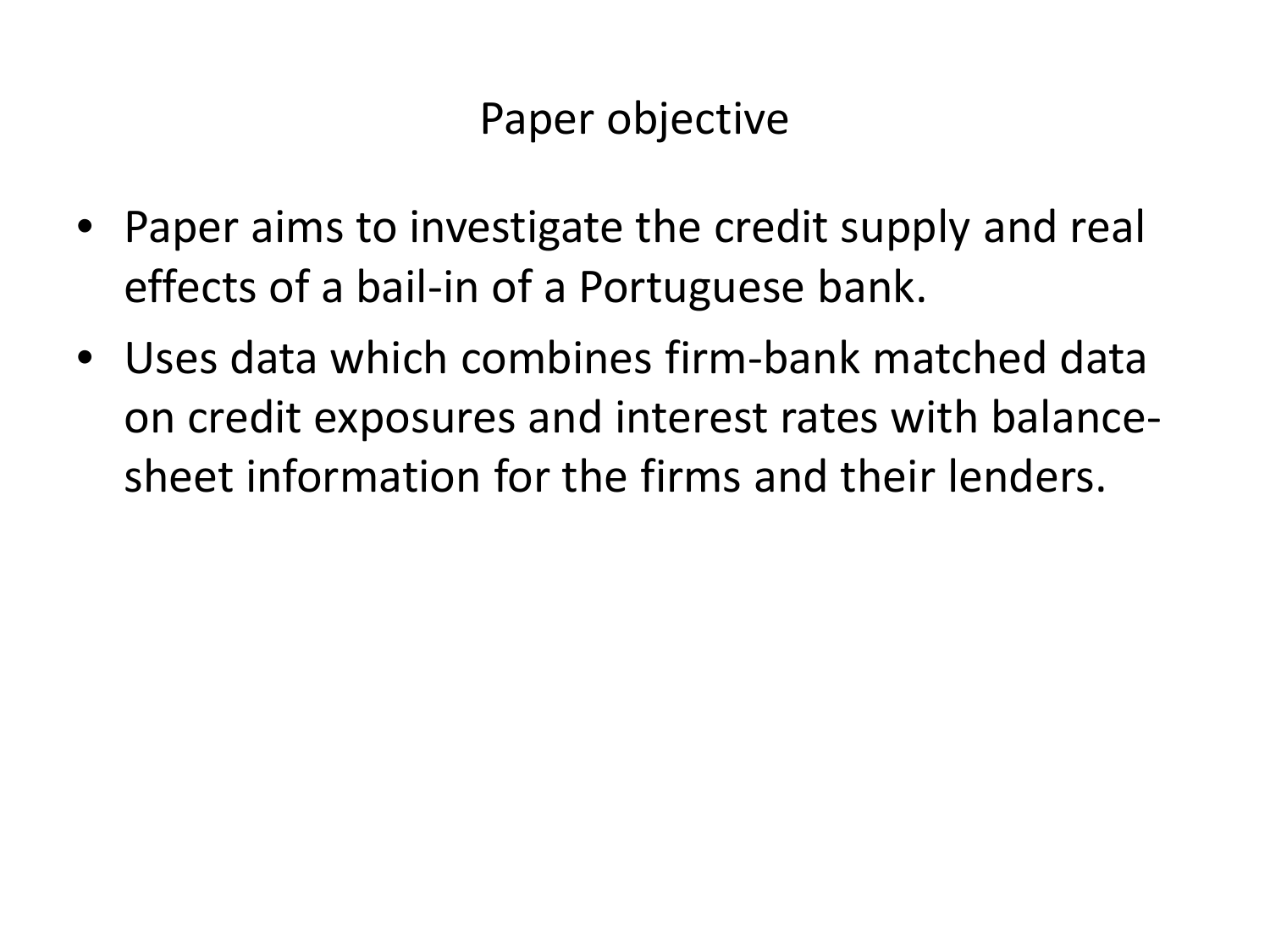# Paper objective

- Paper aims to investigate the credit supply and real effects of a bail-in of a Portuguese bank.
- Uses data which combines firm-bank matched data on credit exposures and interest rates with balance-sheet information for the firms and their lenders.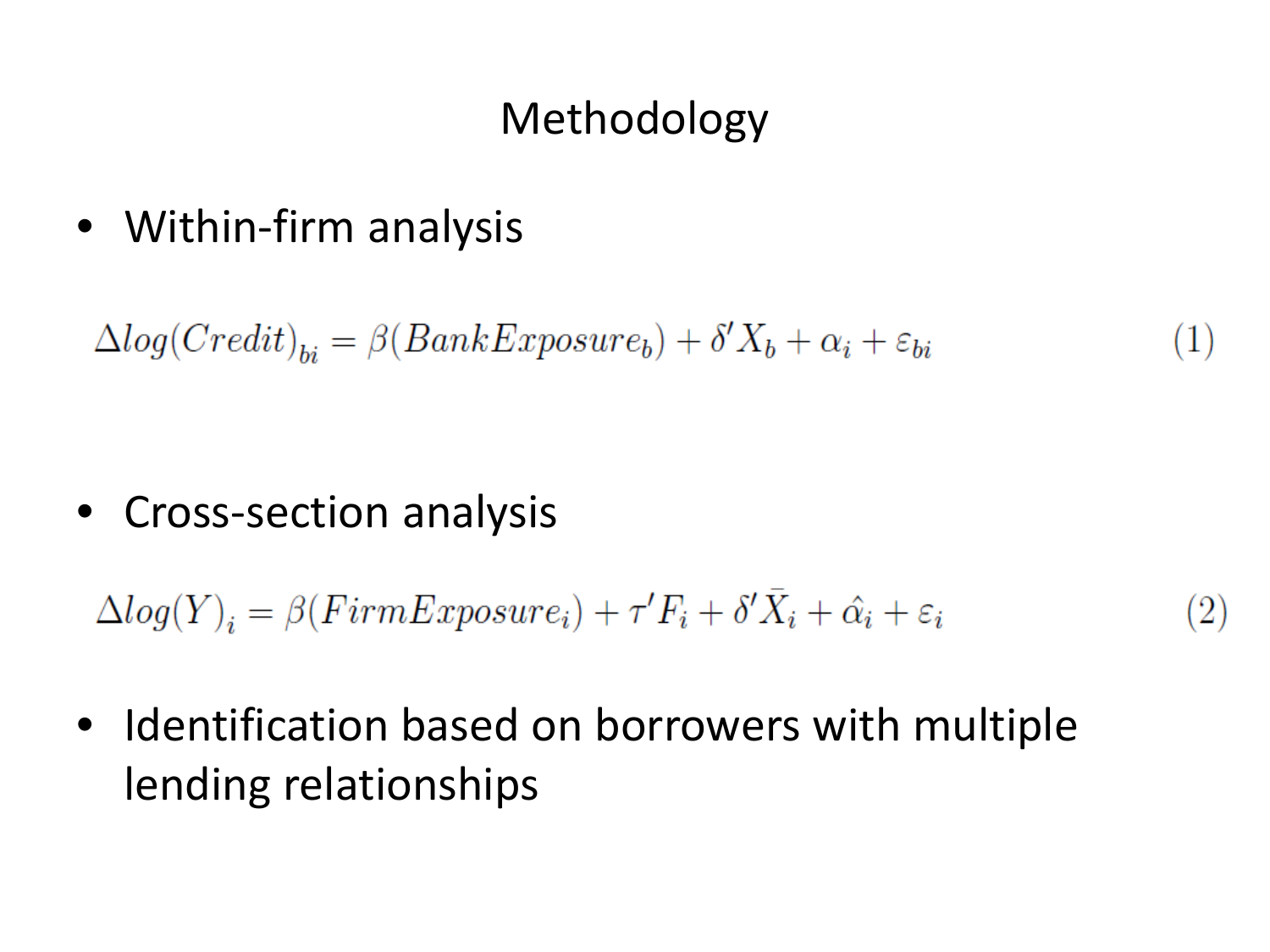# Methodology

- Within-firm analysis

$$\Delta log(Credit)_{bi} = \beta(BankExposure_b) + \delta' X_b + \alpha_i + \varepsilon_{bi} \quad (1)$$

- Cross-section analysis

$$\Delta log(Y)_i = \beta(FirmExposure_i) + \tau' F_i + \delta' \bar{X}_i + \hat{\alpha}_i + \varepsilon_i \quad (2)$$

- Identification based on borrowers with multiple lending relationships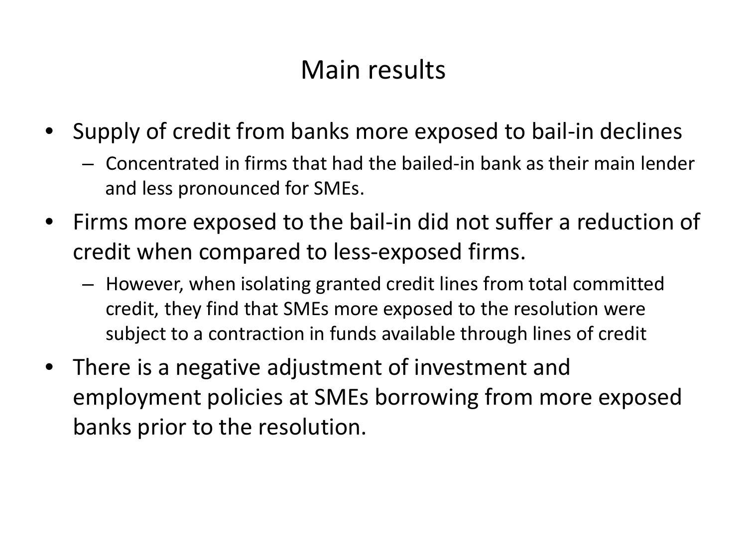# Main results

- Supply of credit from banks more exposed to bail-in declines
  - Concentrated in firms that had the bailed-in bank as their main lender and less pronounced for SMEs.
- Firms more exposed to the bail-in did not suffer a reduction of credit when compared to less-exposed firms.
  - However, when isolating granted credit lines from total committed credit, they find that SMEs more exposed to the resolution were subject to a contraction in funds available through lines of credit
- There is a negative adjustment of investment and employment policies at SMEs borrowing from more exposed banks prior to the resolution.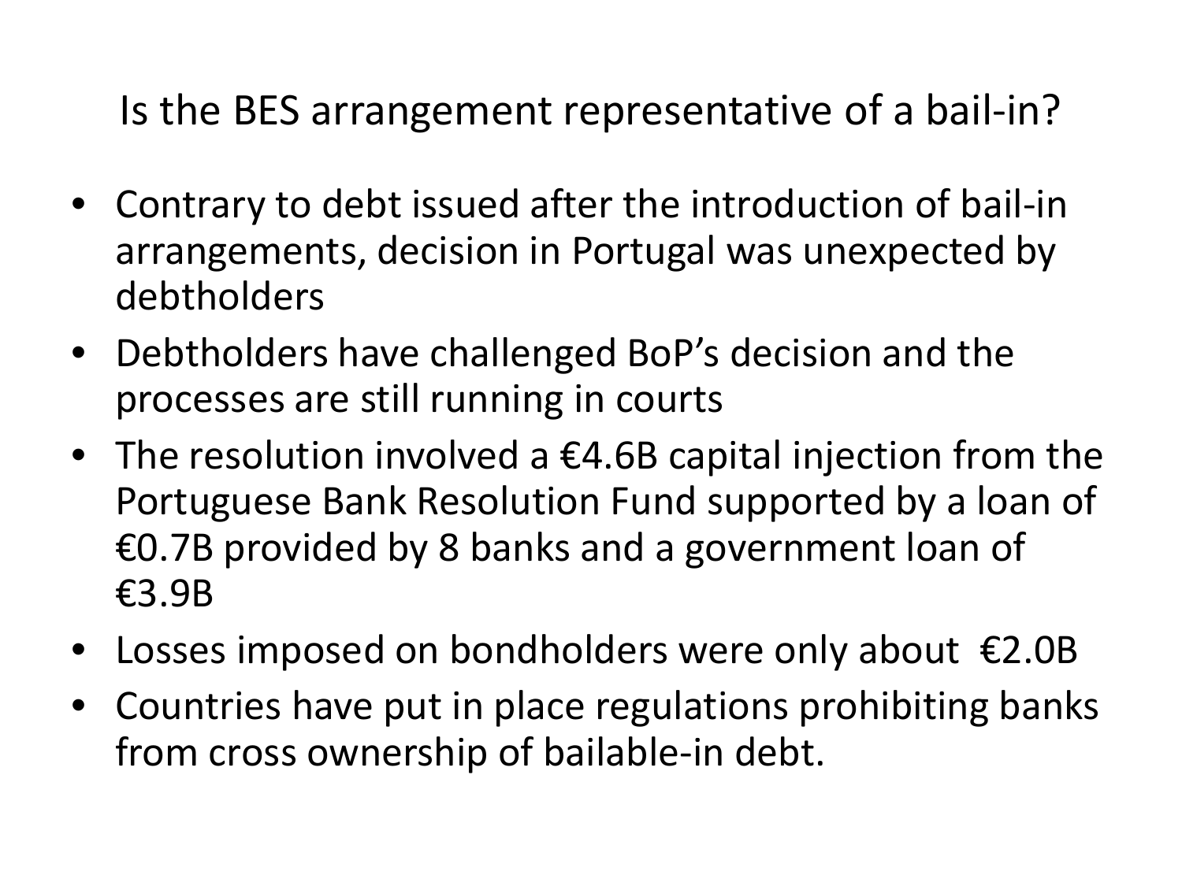# Is the BES arrangement representative of a bail-in?

- Contrary to debt issued after the introduction of bail-in arrangements, decision in Portugal was unexpected by debtholders
- Debtholders have challenged BoP's decision and the processes are still running in courts
- The resolution involved a €4.6B capital injection from the Portuguese Bank Resolution Fund supported by a loan of €0.7B provided by 8 banks and a government loan of €3.9B
- Losses imposed on bondholders were only about €2.0B
- Countries have put in place regulations prohibiting banks from cross ownership of bailable-in debt.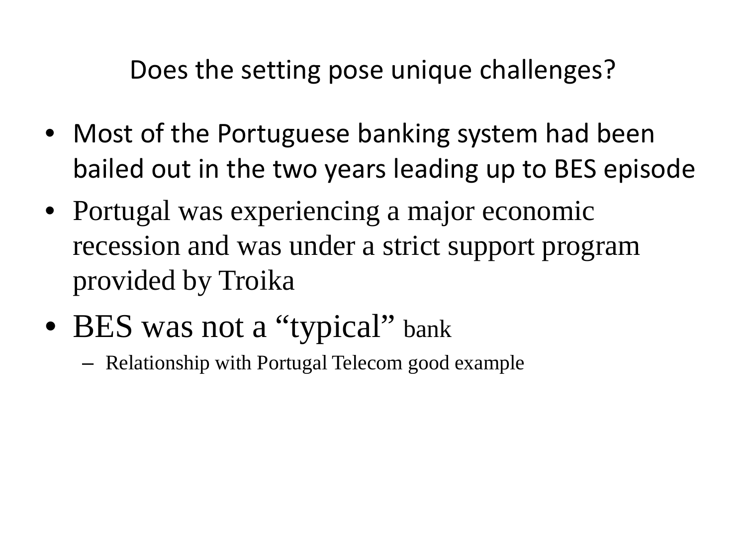# Does the setting pose unique challenges?

- Most of the Portuguese banking system had been bailed out in the two years leading up to BES episode
- Portugal was experiencing a major economic recession and was under a strict support program provided by Troika
- BES was not a "typical" bank
  - Relationship with Portugal Telecom good example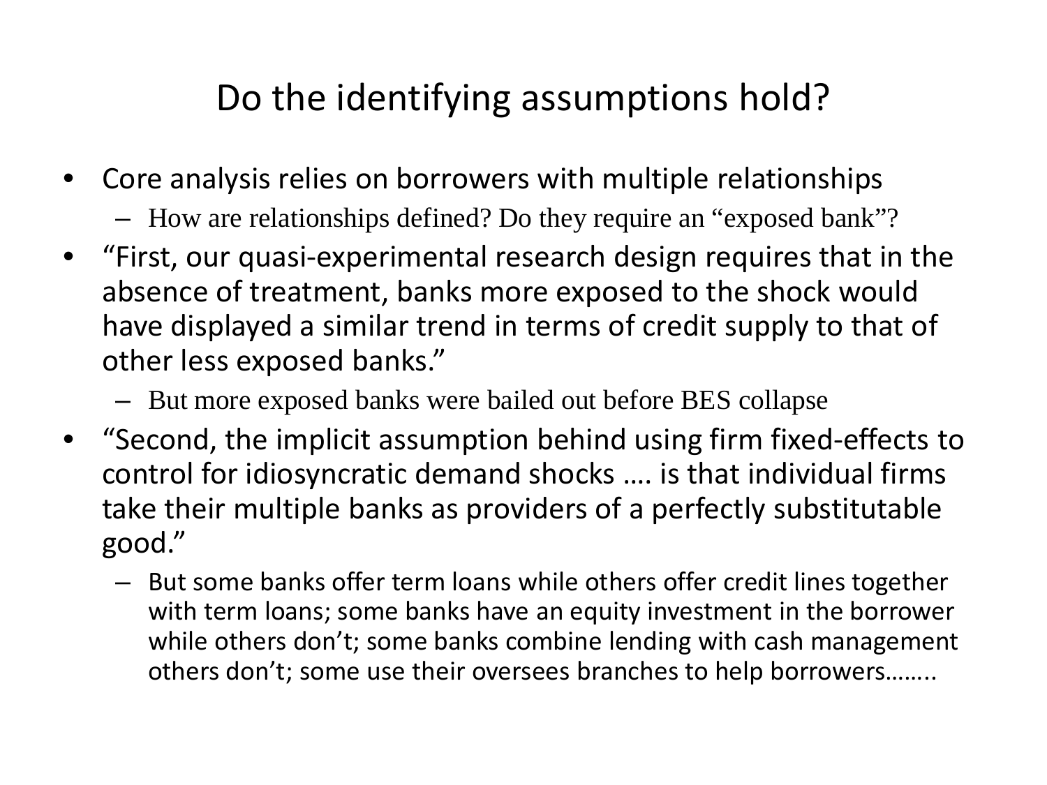# Do the identifying assumptions hold?

- Core analysis relies on borrowers with multiple relationships
  - How are relationships defined? Do they require an "exposed bank"?
- "First, our quasi-experimental research design requires that in the absence of treatment, banks more exposed to the shock would have displayed a similar trend in terms of credit supply to that of other less exposed banks."
  - But more exposed banks were bailed out before BES collapse
- "Second, the implicit assumption behind using firm fixed-effects to control for idiosyncratic demand shocks …. is that individual firms take their multiple banks as providers of a perfectly substitutable good."
  - But some banks offer term loans while others offer credit lines together with term loans; some banks have an equity investment in the borrower while others don't; some banks combine lending with cash management others don't; some use their oversees branches to help borrowers……..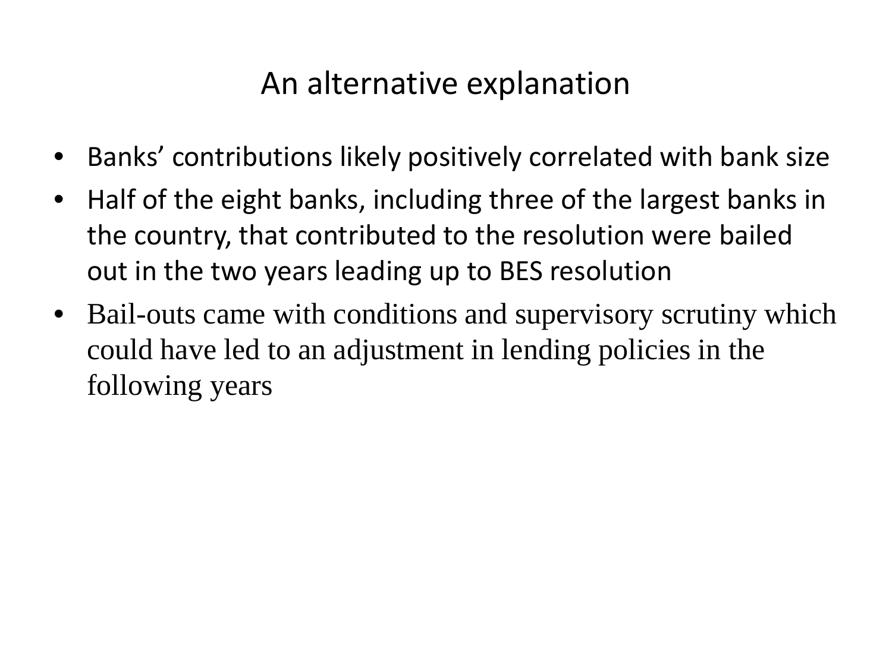# An alternative explanation

- Banks' contributions likely positively correlated with bank size
- Half of the eight banks, including three of the largest banks in the country, that contributed to the resolution were bailed out in the two years leading up to BES resolution
- Bail-outs came with conditions and supervisory scrutiny which could have led to an adjustment in lending policies in the following years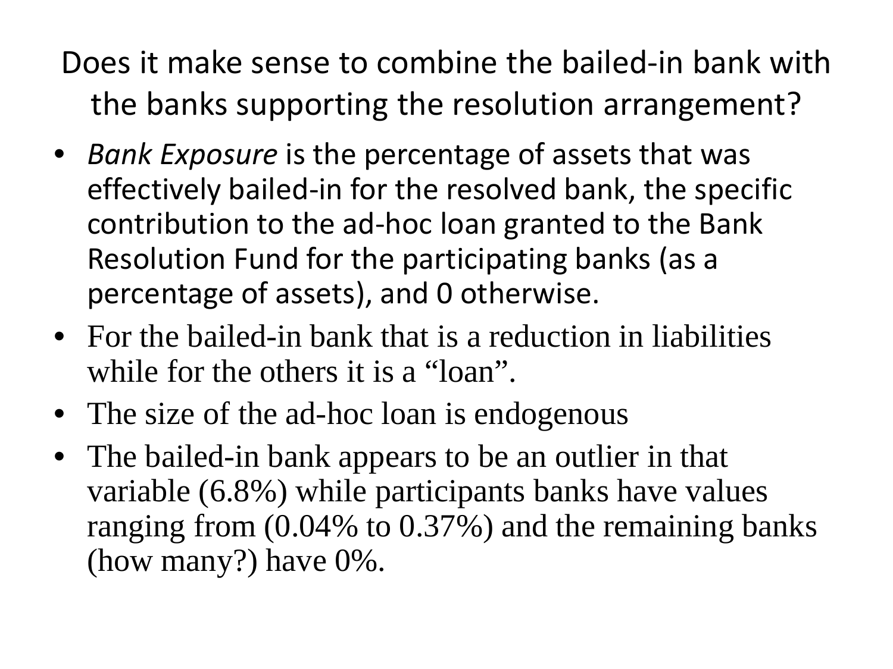# Does it make sense to combine the bailed-in bank with the banks supporting the resolution arrangement?

- *Bank Exposure* is the percentage of assets that was effectively bailed-in for the resolved bank, the specific contribution to the ad-hoc loan granted to the Bank Resolution Fund for the participating banks (as a percentage of assets), and 0 otherwise.
- For the bailed-in bank that is a reduction in liabilities while for the others it is a "loan".
- The size of the ad-hoc loan is endogenous
- The bailed-in bank appears to be an outlier in that variable (6.8%) while participants banks have values ranging from (0.04% to 0.37%) and the remaining banks (how many?) have 0%.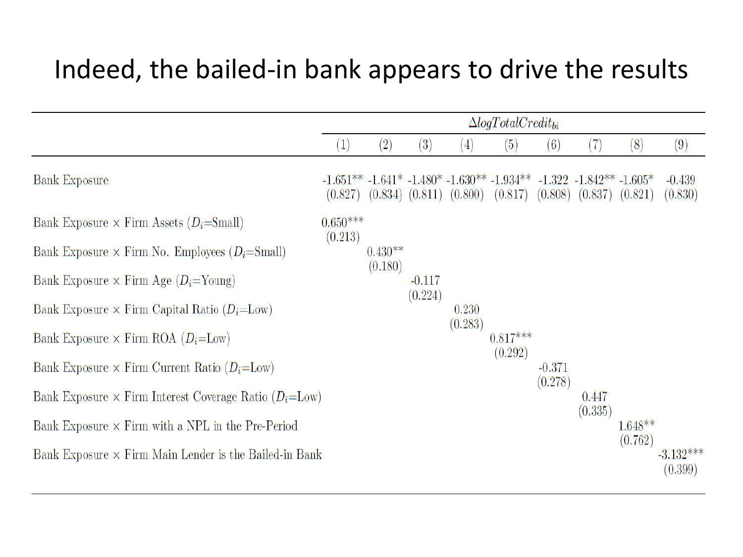# Indeed, the bailed-in bank appears to drive the results

| | $\Delta logTotalCredit_{bi}$ | | | | | | | | |
|---|---|---|---|---|---|---|---|---|---|
| | (1) | (2) | (3) | (4) | (5) | (6) | (7) | (8) | (9) |
| Bank Exposure | -1.651** | -1.641* | -1.480* | -1.630** | -1.934** | -1.322 | -1.842** | -1.605* | -0.439 |
| | (0.827) | (0.834) | (0.811) | (0.800) | (0.817) | (0.808) | (0.837) | (0.821) | (0.830) |
| Bank Exposure × Firm Assets ($D_i$=Small) | 0.650*** | | | | | | | | |
| | (0.213) | | | | | | | | |
| Bank Exposure × Firm No. Employees ($D_i$=Small) | | 0.430** | | | | | | | |
| | | (0.180) | | | | | | | |
| Bank Exposure × Firm Age ($D_i$=Young) | | | -0.117 | | | | | | |
| | | | (0.224) | | | | | | |
| Bank Exposure × Firm Capital Ratio ($D_i$=Low) | | | | 0.230 | | | | | |
| | | | | (0.283) | | | | | |
| Bank Exposure × Firm ROA ($D_i$=Low) | | | | | 0.817*** | | | | |
| | | | | | (0.292) | | | | |
| Bank Exposure × Firm Current Ratio ($D_i$=Low) | | | | | | -0.371 | | | |
| | | | | | | (0.278) | | | |
| Bank Exposure × Firm Interest Coverage Ratio ($D_i$=Low) | | | | | | | 0.447 | | |
| | | | | | | | (0.335) | | |
| Bank Exposure × Firm with a NPL in the Pre-Period | | | | | | | | 1.648** | |
| | | | | | | | | (0.762) | |
| Bank Exposure × Firm Main Lender is the Bailed-in Bank | | | | | | | | | -3.132*** |
| | | | | | | | | | (0.399) |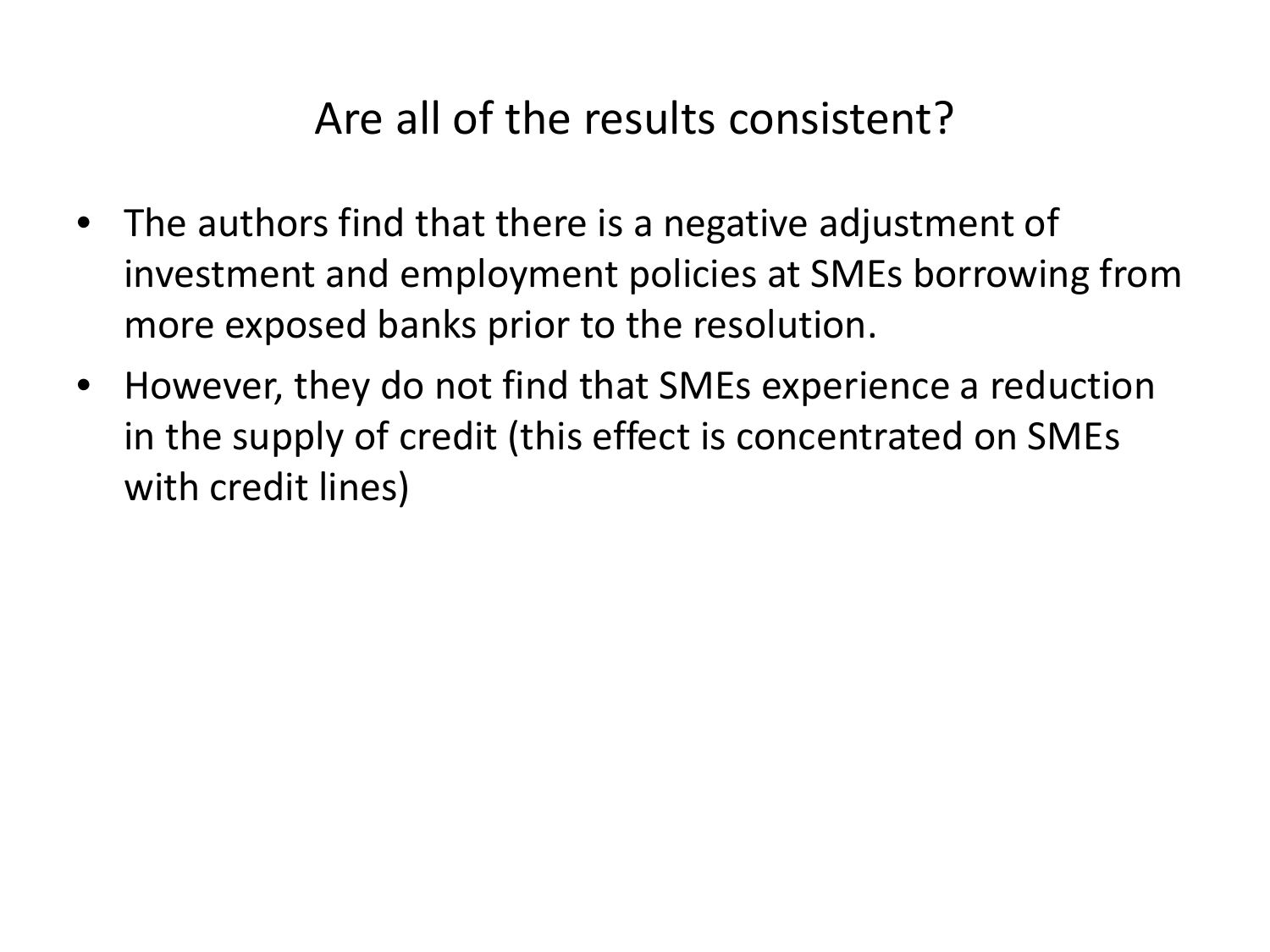# Are all of the results consistent?

- The authors find that there is a negative adjustment of investment and employment policies at SMEs borrowing from more exposed banks prior to the resolution.
- However, they do not find that SMEs experience a reduction in the supply of credit (this effect is concentrated on SMEs with credit lines)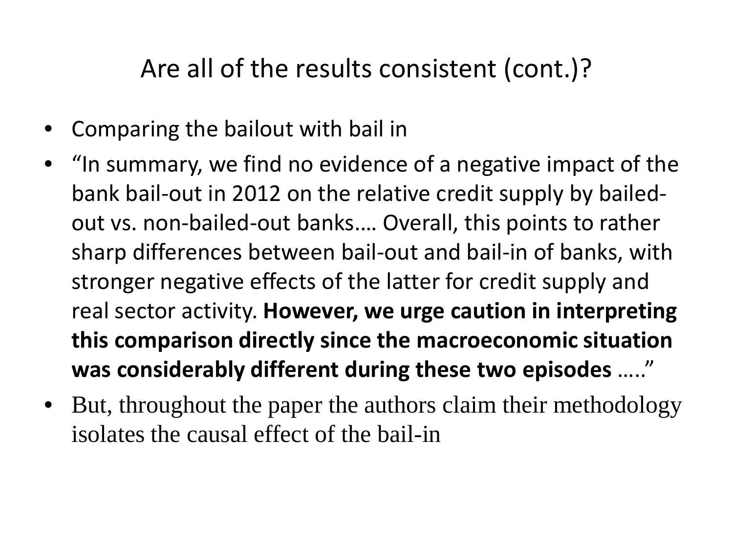# Are all of the results consistent (cont.)?

- Comparing the bailout with bail in
- "In summary, we find no evidence of a negative impact of the bank bail-out in 2012 on the relative credit supply by bailed-out vs. non-bailed-out banks.… Overall, this points to rather sharp differences between bail-out and bail-in of banks, with stronger negative effects of the latter for credit supply and real sector activity. **However, we urge caution in interpreting this comparison directly since the macroeconomic situation was considerably different during these two episodes** ….."
- But, throughout the paper the authors claim their methodology isolates the causal effect of the bail-in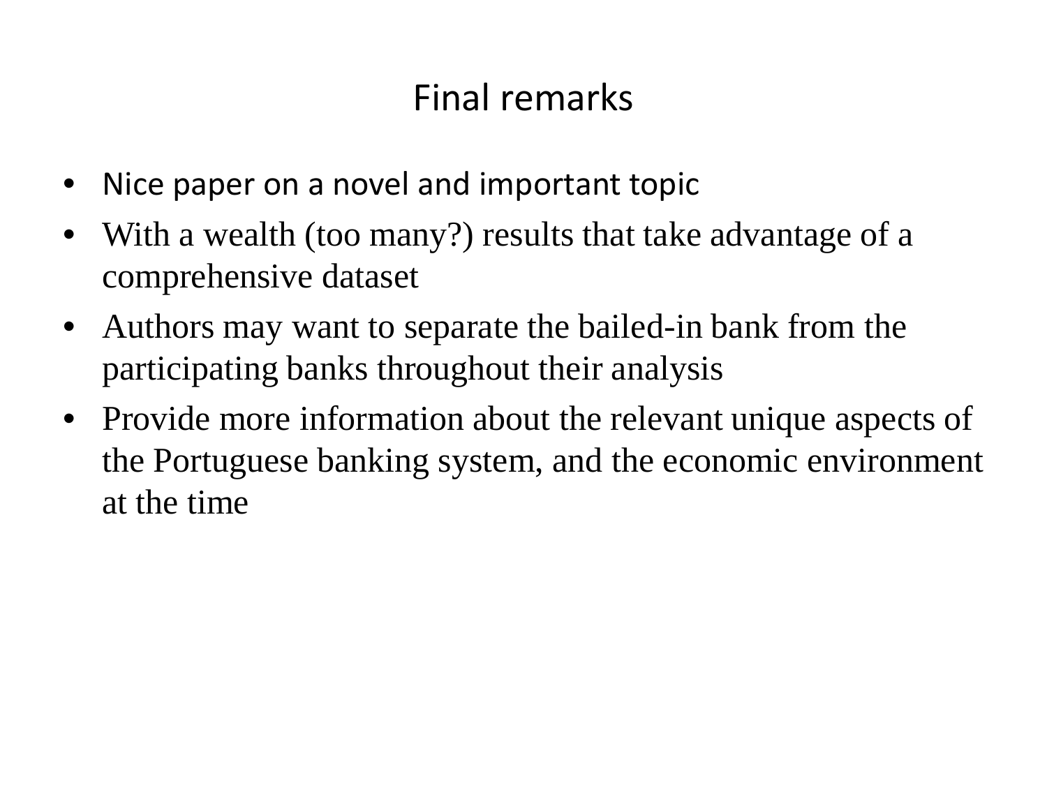# Final remarks

- Nice paper on a novel and important topic
- With a wealth (too many?) results that take advantage of a comprehensive dataset
- Authors may want to separate the bailed-in bank from the participating banks throughout their analysis
- Provide more information about the relevant unique aspects of the Portuguese banking system, and the economic environment at the time